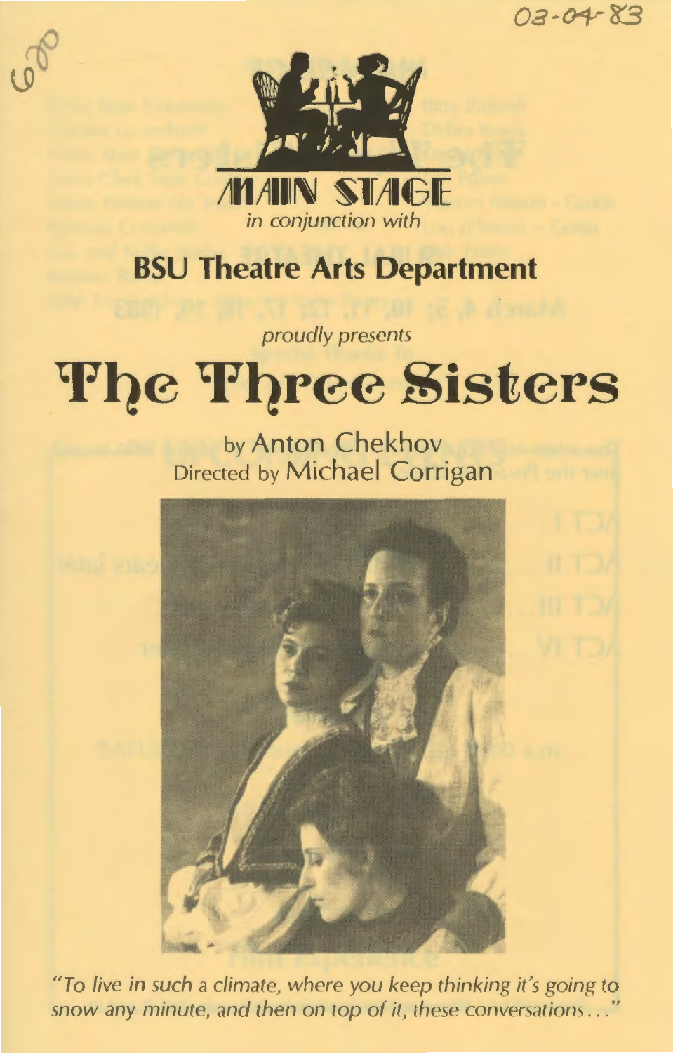03-04-83

620

MAIN STAGE

*in conjunction with*

## BSU Theatre Arts Department

*proudly presents*

# The Three Sisters

by Anton Chekhov

Directed by Michael Corrigan

*"To live in such a climate, where you keep thinking it's going to snow any minute, and then on top of it, these conversations..."*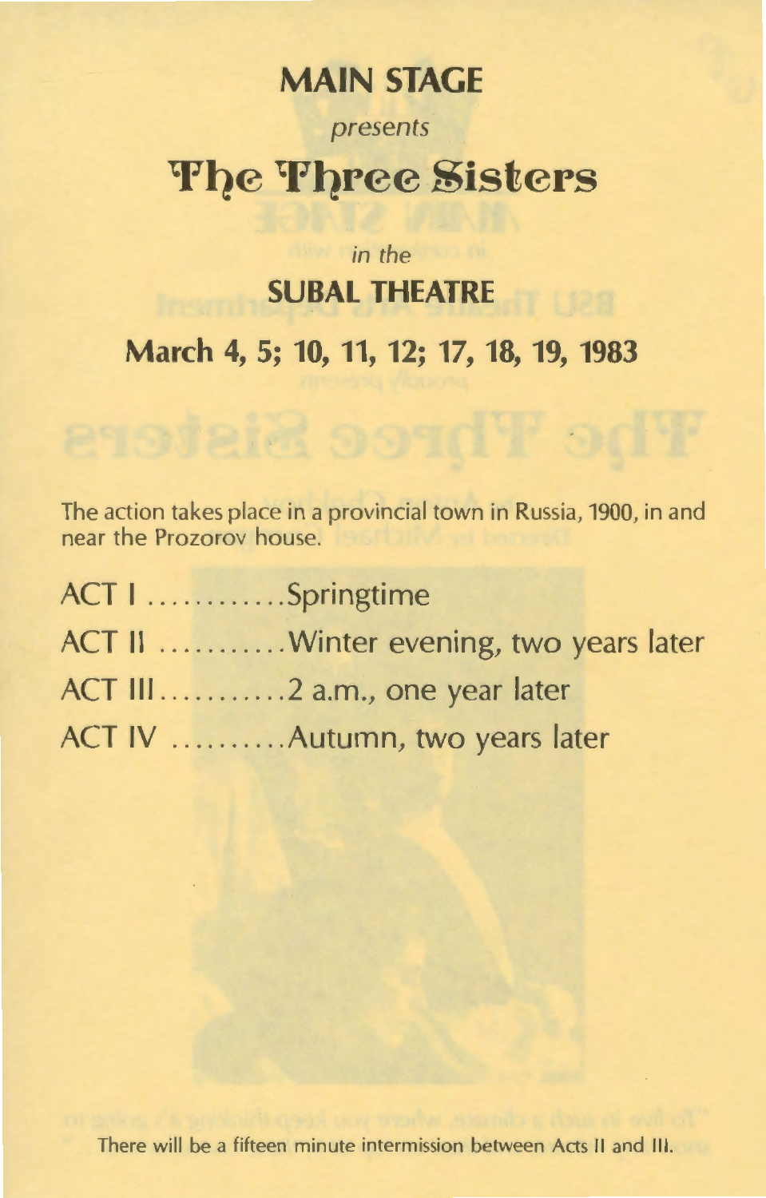# MAIN STAGE

*presents*

# The Three Sisters

*in the*

## SUBAL THEATRE

**March 4, 5; 10, 11, 12; 17, 18, 19, 1983**

The action takes place in a provincial town in Russia, 1900, in and near the Prozorov house.

ACT I ............Springtime

ACT II ...........Winter evening, two years later

ACT III...........2 a.m., one year later

ACT IV ..........Autumn, two years later

There will be a fifteen minute intermission between Acts II and III.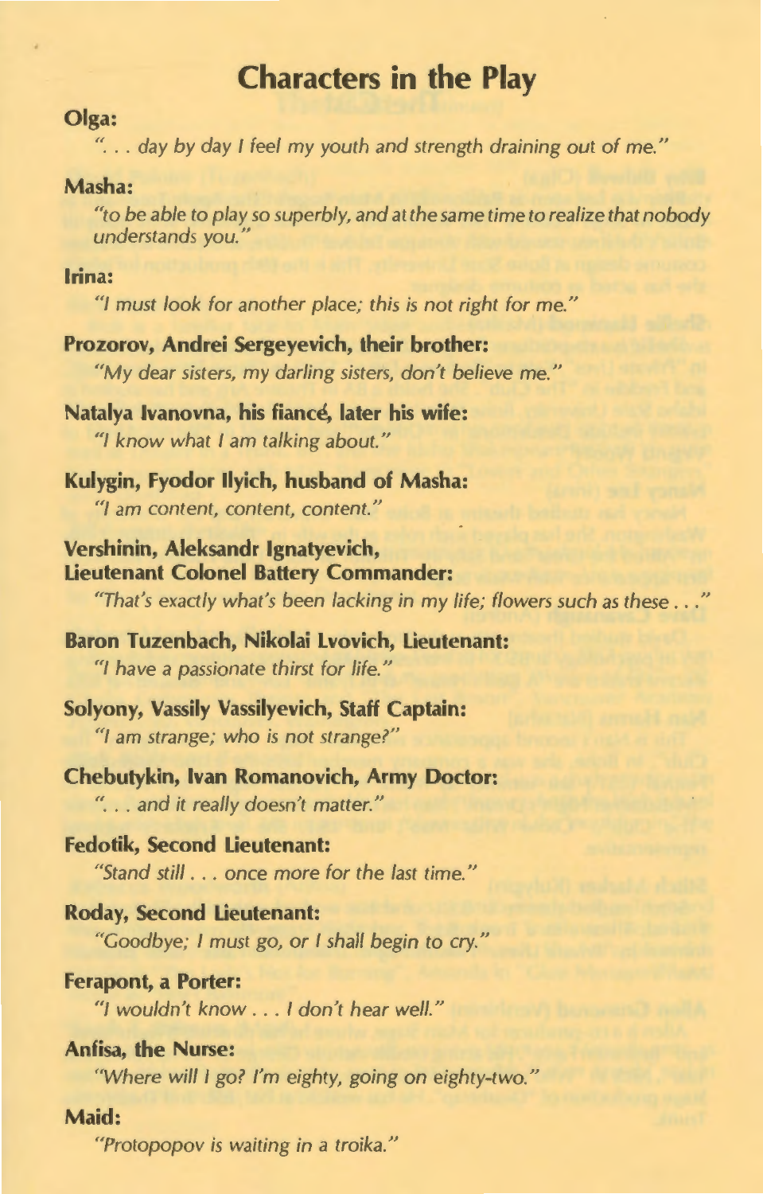# Characters in the Play

**Olga:**

*". . . day by day I feel my youth and strength draining out of me."*

**Masha:**

*"to be able to play so superbly, and at the same time to realize that nobody understands you."*

**Irina:**

*"I must look for another place; this is not right for me."*

**Prozorov, Andrei Sergeyevich, their brother:**

*"My dear sisters, my darling sisters, don't believe me."*

**Natalya Ivanovna, his fiancé, later his wife:**

*"I know what I am talking about."*

**Kulygin, Fyodor Ilyich, husband of Masha:**

*"I am content, content, content."*

**Vershinin, Aleksandr Ignatyevich, Lieutenant Colonel Battery Commander:**

*"That's exactly what's been lacking in my life; flowers such as these . . ."*

**Baron Tuzenbach, Nikolai Lvovich, Lieutenant:**

*"I have a passionate thirst for life."*

**Solyony, Vassily Vassilyevich, Staff Captain:**

*"I am strange; who is not strange?"*

**Chebutykin, Ivan Romanovich, Army Doctor:**

*". . . and it really doesn't matter."*

**Fedotik, Second Lieutenant:**

*"Stand still . . . once more for the last time."*

**Roday, Second Lieutenant:**

*"Goodbye; I must go, or I shall begin to cry."*

**Ferapont, a Porter:**

*"I wouldn't know . . . I don't hear well."*

**Anfisa, the Nurse:**

*"Where will I go? I'm eighty, going on eighty-two."*

**Maid:**

*"Protopopov is waiting in a troika."*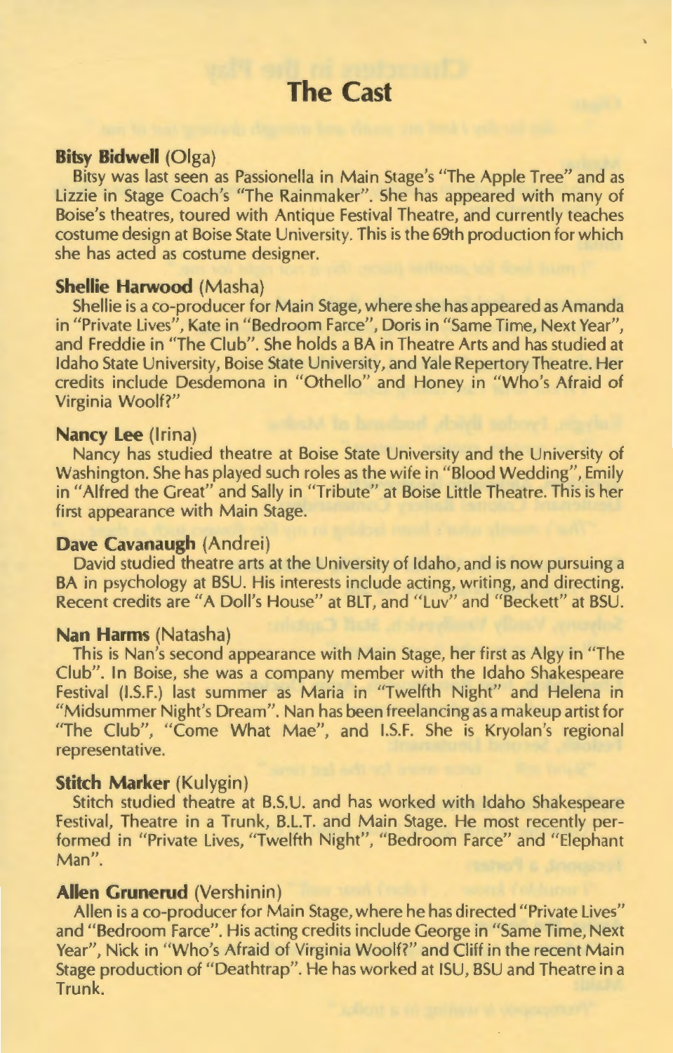# The Cast

**Bitsy Bidwell** (Olga)

Bitsy was last seen as Passionella in Main Stage's "The Apple Tree" and as Lizzie in Stage Coach's "The Rainmaker". She has appeared with many of Boise's theatres, toured with Antique Festival Theatre, and currently teaches costume design at Boise State University. This is the 69th production for which she has acted as costume designer.

**Shellie Harwood** (Masha)

Shellie is a co-producer for Main Stage, where she has appeared as Amanda in "Private Lives", Kate in "Bedroom Farce", Doris in "Same Time, Next Year", and Freddie in "The Club". She holds a BA in Theatre Arts and has studied at Idaho State University, Boise State University, and Yale Repertory Theatre. Her credits include Desdemona in "Othello" and Honey in "Who's Afraid of Virginia Woolf?"

**Nancy Lee** (Irina)

Nancy has studied theatre at Boise State University and the University of Washington. She has played such roles as the wife in "Blood Wedding", Emily in "Alfred the Great" and Sally in "Tribute" at Boise Little Theatre. This is her first appearance with Main Stage.

**Dave Cavanaugh** (Andrei)

David studied theatre arts at the University of Idaho, and is now pursuing a BA in psychology at BSU. His interests include acting, writing, and directing. Recent credits are "A Doll's House" at BLT, and "Luv" and "Beckett" at BSU.

**Nan Harms** (Natasha)

This is Nan's second appearance with Main Stage, her first as Algy in "The Club". In Boise, she was a company member with the Idaho Shakespeare Festival (I.S.F.) last summer as Maria in "Twelfth Night" and Helena in "Midsummer Night's Dream". Nan has been freelancing as a makeup artist for "The Club", "Come What Mae", and I.S.F. She is Kryolan's regional representative.

**Stitch Marker** (Kulygin)

Stitch studied theatre at B.S.U. and has worked with Idaho Shakespeare Festival, Theatre in a Trunk, B.L.T. and Main Stage. He most recently performed in "Private Lives, "Twelfth Night", "Bedroom Farce" and "Elephant Man".

**Allen Grunerud** (Vershinin)

Allen is a co-producer for Main Stage, where he has directed "Private Lives" and "Bedroom Farce". His acting credits include George in "Same Time, Next Year", Nick in "Who's Afraid of Virginia Woolf?" and Cliff in the recent Main Stage production of "Deathtrap". He has worked at ISU, BSU and Theatre in a Trunk.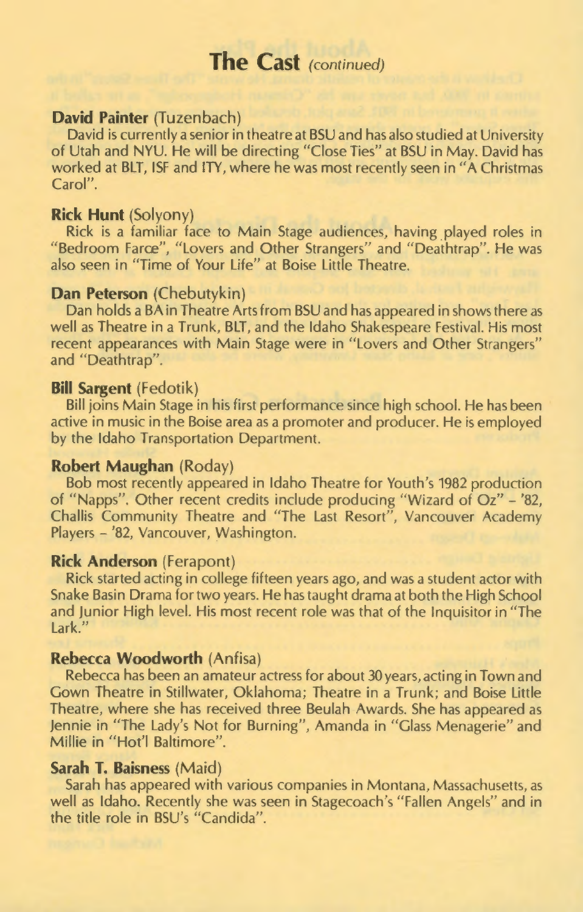# The Cast *(continued)*

**David Painter** (Tuzenbach)
David is currently a senior in theatre at BSU and has also studied at University of Utah and NYU. He will be directing "Close Ties" at BSU in May. David has worked at BLT, ISF and ITY, where he was most recently seen in "A Christmas Carol".

**Rick Hunt** (Solyony)
Rick is a familiar face to Main Stage audiences, having played roles in "Bedroom Farce", "Lovers and Other Strangers" and "Deathtrap". He was also seen in "Time of Your Life" at Boise Little Theatre.

**Dan Peterson** (Chebutykin)
Dan holds a BA in Theatre Arts from BSU and has appeared in shows there as well as Theatre in a Trunk, BLT, and the Idaho Shakespeare Festival. His most recent appearances with Main Stage were in "Lovers and Other Strangers" and "Deathtrap".

**Bill Sargent** (Fedotik)
Bill joins Main Stage in his first performance since high school. He has been active in music in the Boise area as a promoter and producer. He is employed by the Idaho Transportation Department.

**Robert Maughan** (Roday)
Bob most recently appeared in Idaho Theatre for Youth's 1982 production of "Napps". Other recent credits include producing "Wizard of Oz" – '82, Challis Community Theatre and "The Last Resort", Vancouver Academy Players – '82, Vancouver, Washington.

**Rick Anderson** (Ferapont)
Rick started acting in college fifteen years ago, and was a student actor with Snake Basin Drama for two years. He has taught drama at both the High School and Junior High level. His most recent role was that of the Inquisitor in "The Lark."

**Rebecca Woodworth** (Anfisa)
Rebecca has been an amateur actress for about 30 years, acting in Town and Gown Theatre in Stillwater, Oklahoma; Theatre in a Trunk; and Boise Little Theatre, where she has received three Beulah Awards. She has appeared as Jennie in "The Lady's Not for Burning", Amanda in "Glass Menagerie" and Millie in "Hot'l Baltimore".

**Sarah T. Baisness** (Maid)
Sarah has appeared with various companies in Montana, Massachusetts, as well as Idaho. Recently she was seen in Stagecoach's "Fallen Angels" and in the title role in BSU's "Candida".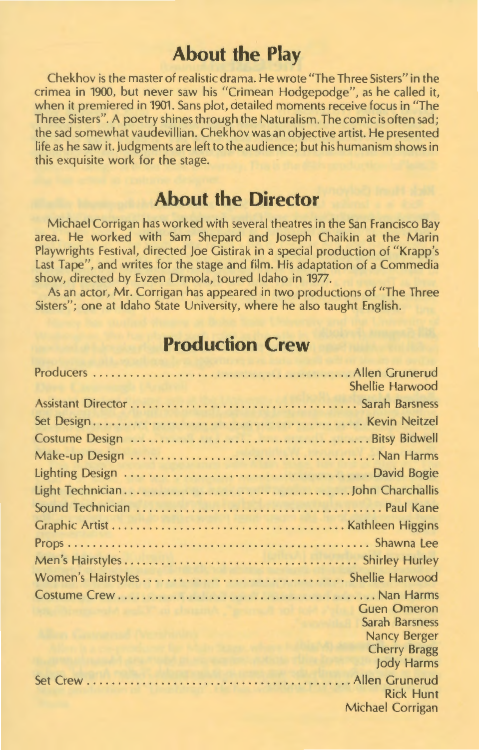## About the Play

Chekhov is the master of realistic drama. He wrote "The Three Sisters" in the crimea in 1900, but never saw his "Crimean Hodgepodge", as he called it, when it premiered in 1901. Sans plot, detailed moments receive focus in "The Three Sisters". A poetry shines through the Naturalism. The comic is often sad; the sad somewhat vaudevillian. Chekhov was an objective artist. He presented life as he saw it. Judgments are left to the audience; but his humanism shows in this exquisite work for the stage.

## About the Director

Michael Corrigan has worked with several theatres in the San Francisco Bay area. He worked with Sam Shepard and Joseph Chaikin at the Marin Playwrights Festival, directed Joe Gistirak in a special production of "Krapp's Last Tape", and writes for the stage and film. His adaptation of a Commedia show, directed by Evzen Drmola, toured Idaho in 1977.

As an actor, Mr. Corrigan has appeared in two productions of "The Three Sisters"; one at Idaho State University, where he also taught English.

## Production Crew

| Role | Name(s) |
|---|---|
| Producers | Allen Grunerud<br>Shellie Harwood |
| Assistant Director | Sarah Barsness |
| Set Design | Kevin Neitzel |
| Costume Design | Bitsy Bidwell |
| Make-up Design | Nan Harms |
| Lighting Design | David Bogie |
| Light Technician | John Charchallis |
| Sound Technician | Paul Kane |
| Graphic Artist | Kathleen Higgins |
| Props | Shawna Lee |
| Men's Hairstyles | Shirley Hurley |
| Women's Hairstyles | Shellie Harwood |
| Costume Crew | Nan Harms<br>Guen Omeron<br>Sarah Barsness<br>Nancy Berger<br>Cherry Bragg<br>Jody Harms |
| Set Crew | Allen Grunerud<br>Rick Hunt<br>Michael Corrigan |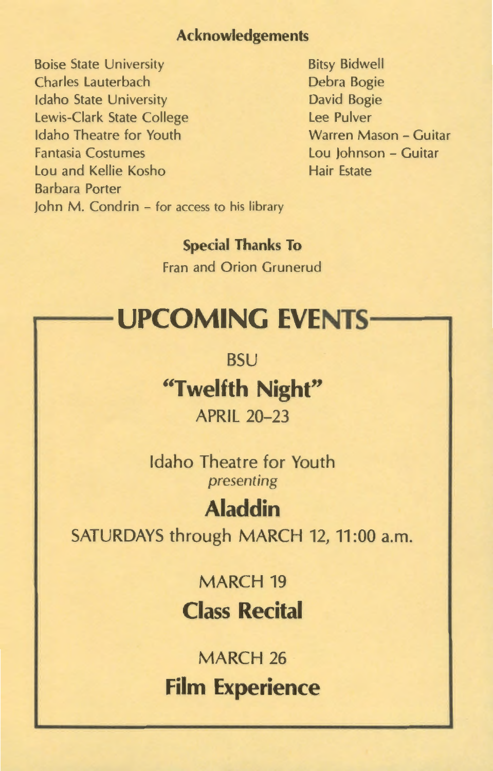## Acknowledgements

Boise State University
Charles Lauterbach
Idaho State University
Lewis-Clark State College
Idaho Theatre for Youth
Fantasia Costumes
Lou and Kellie Kosho
Barbara Porter
John M. Condrin – for access to his library

Bitsy Bidwell
Debra Bogie
David Bogie
Lee Pulver
Warren Mason – Guitar
Lou Johnson – Guitar
Hair Estate

## Special Thanks To

Fran and Orion Grunerud

# UPCOMING EVENTS

BSU

**"Twelfth Night"**

APRIL 20–23

Idaho Theatre for Youth
*presenting*

**Aladdin**

SATURDAYS through MARCH 12, 11:00 a.m.

MARCH 19

**Class Recital**

MARCH 26

**Film Experience**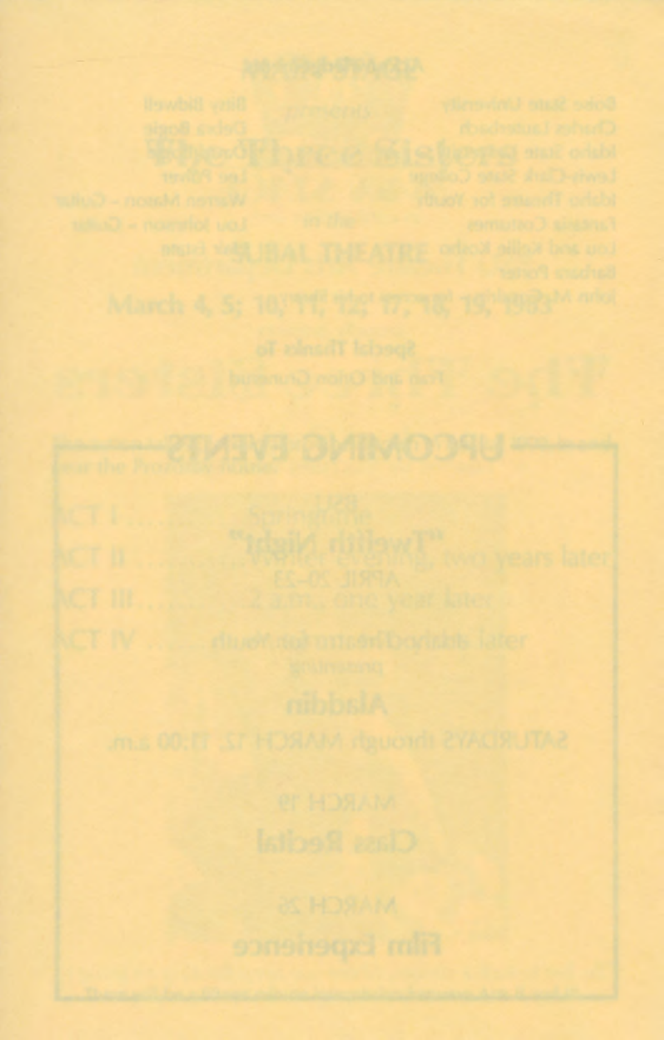**ACKNOWLEDGEMENTS**

Boise State University
Charles Lauterbach
Idaho State University
Lewis-Clark State College
Idaho Theatre for Youth
Fantasia Costumes
Lou and Kellie Kolbo
Barbara Porter
John McGuire

Betty Bidwell
Debra Bogie
Lee Pilliver
Warren Mason - Guitar
Lou Johnson - Guitar

**Special Thanks To**
Fran and Orion Grunerud

## UPCOMING EVENTS

BSU
**"Twelfth Night"**
APRIL 20-23

Idaho Theatre for Youth
presenting
**Aladdin**
SATURDAYS through MARCH 12, 11:00 a.m.

MARCH 19
**Class Recital**

MARCH 25
**Film Experience**